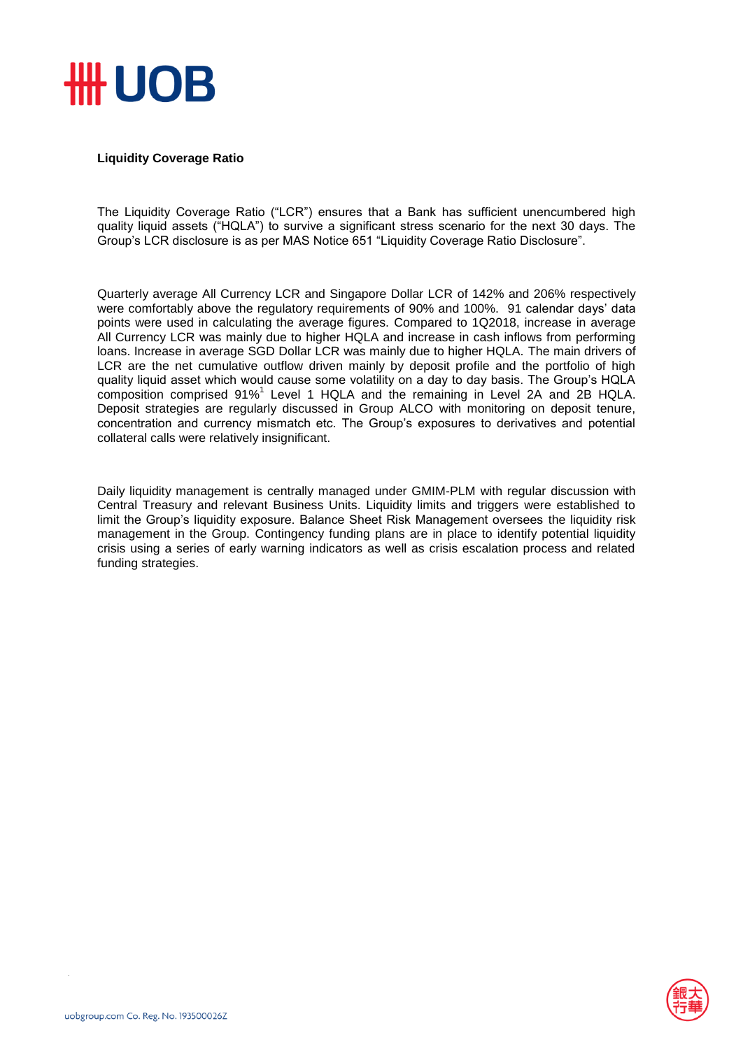**Liquidity Coverage Ratio**

The Liquidity Coverage Ratio ("LCR") ensures that a Bank has sufficient unencumbered high quality liquid assets ("HQLA") to survive a significant stress scenario for the next 30 days. The Group's LCR disclosure is as per MAS Notice 651 "Liquidity Coverage Ratio Disclosure".

Quarterly average All Currency LCR and Singapore Dollar LCR of 142% and 206% respectively were comfortably above the regulatory requirements of 90% and 100%. 91 calendar days' data points were used in calculating the average figures. Compared to 1Q2018, increase in average All Currency LCR was mainly due to higher HQLA and increase in cash inflows from performing loans. Increase in average SGD Dollar LCR was mainly due to higher HQLA. The main drivers of LCR are the net cumulative outflow driven mainly by deposit profile and the portfolio of high quality liquid asset which would cause some volatility on a day to day basis. The Group's HQLA composition comprised 91%[1] Level 1 HQLA and the remaining in Level 2A and 2B HQLA. Deposit strategies are regularly discussed in Group ALCO with monitoring on deposit tenure, concentration and currency mismatch etc. The Group's exposures to derivatives and potential collateral calls were relatively insignificant.

Daily liquidity management is centrally managed under GMIM-PLM with regular discussion with Central Treasury and relevant Business Units. Liquidity limits and triggers were established to limit the Group's liquidity exposure. Balance Sheet Risk Management oversees the liquidity risk management in the Group. Contingency funding plans are in place to identify potential liquidity crisis using a series of early warning indicators as well as crisis escalation process and related funding strategies.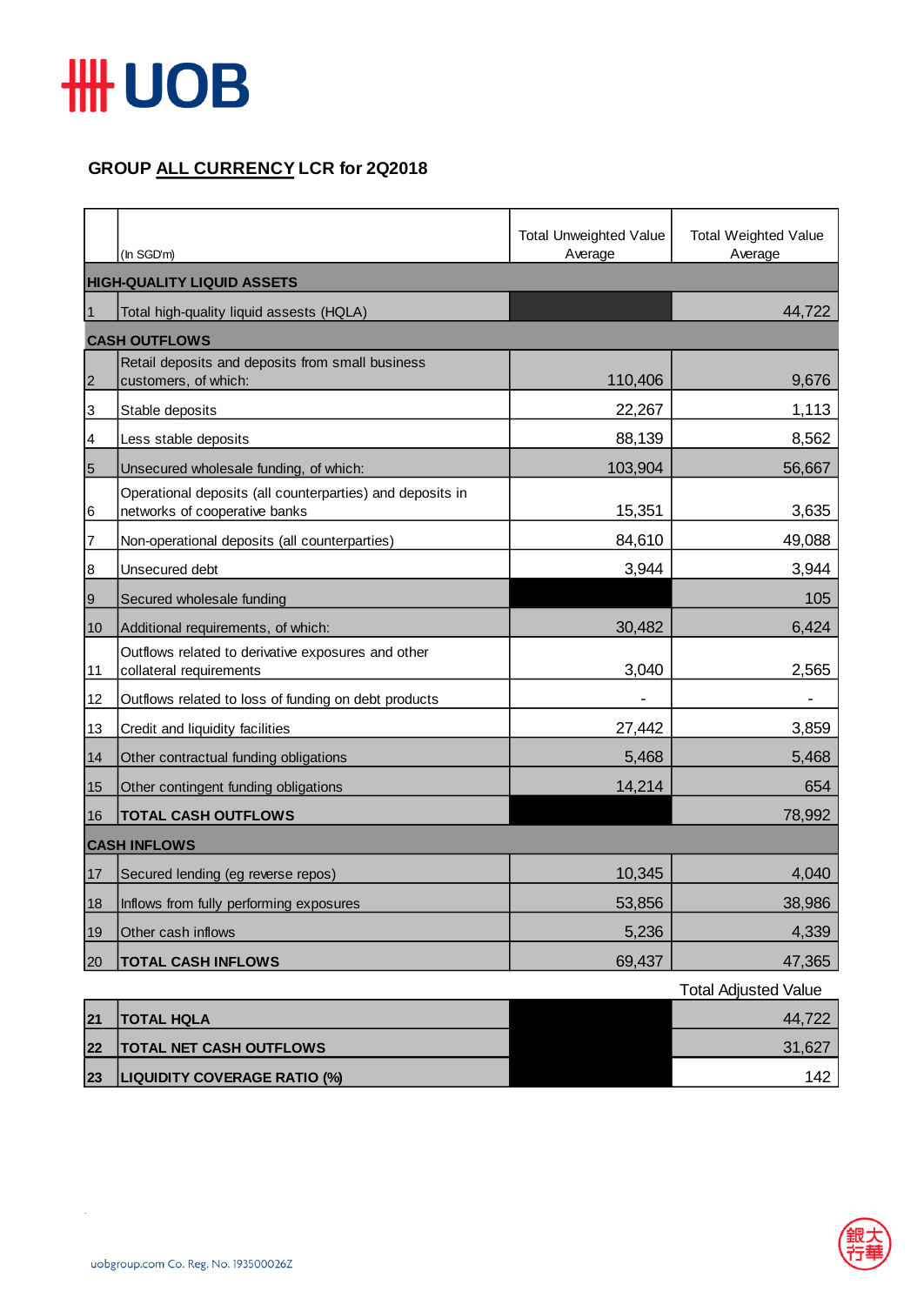# UOB

## GROUP ALL CURRENCY LCR for 2Q2018

| | (In SGD'm) | Total Unweighted Value Average | Total Weighted Value Average |
|---|---|---|---|
| **HIGH-QUALITY LIQUID ASSETS** | | | |
| 1 | Total high-quality liquid assests (HQLA) | | 44,722 |
| **CASH OUTFLOWS** | | | |
| 2 | Retail deposits and deposits from small business customers, of which: | 110,406 | 9,676 |
| 3 | Stable deposits | 22,267 | 1,113 |
| 4 | Less stable deposits | 88,139 | 8,562 |
| 5 | Unsecured wholesale funding, of which: | 103,904 | 56,667 |
| 6 | Operational deposits (all counterparties) and deposits in networks of cooperative banks | 15,351 | 3,635 |
| 7 | Non-operational deposits (all counterparties) | 84,610 | 49,088 |
| 8 | Unsecured debt | 3,944 | 3,944 |
| 9 | Secured wholesale funding | | 105 |
| 10 | Additional requirements, of which: | 30,482 | 6,424 |
| 11 | Outflows related to derivative exposures and other collateral requirements | 3,040 | 2,565 |
| 12 | Outflows related to loss of funding on debt products | - | - |
| 13 | Credit and liquidity facilities | 27,442 | 3,859 |
| 14 | Other contractual funding obligations | 5,468 | 5,468 |
| 15 | Other contingent funding obligations | 14,214 | 654 |
| 16 | **TOTAL CASH OUTFLOWS** | | 78,992 |
| **CASH INFLOWS** | | | |
| 17 | Secured lending (eg reverse repos) | 10,345 | 4,040 |
| 18 | Inflows from fully performing exposures | 53,856 | 38,986 |
| 19 | Other cash inflows | 5,236 | 4,339 |
| 20 | **TOTAL CASH INFLOWS** | 69,437 | 47,365 |

| | | | Total Adjusted Value |
|---|---|---|---|
| **21** | **TOTAL HQLA** | | 44,722 |
| **22** | **TOTAL NET CASH OUTFLOWS** | | 31,627 |
| **23** | **LIQUIDITY COVERAGE RATIO (%)** | | 142 |

uobgroup.com Co. Reg. No. 193500026Z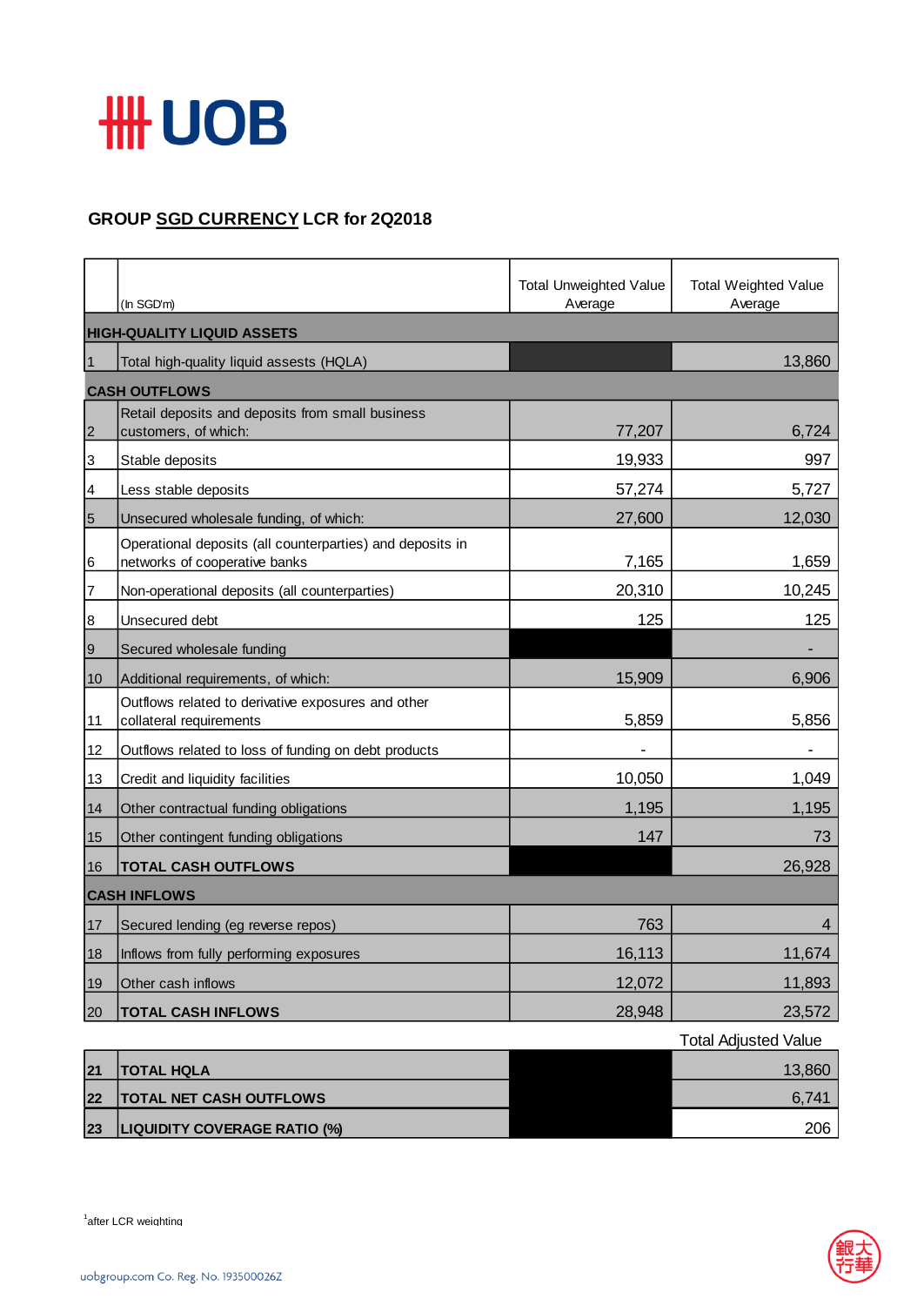## GROUP SGD CURRENCY LCR for 2Q2018

| | (In SGD'm) | Total Unweighted Value Average | Total Weighted Value Average |
|---|---|---|---|
| **HIGH-QUALITY LIQUID ASSETS** | | | |
| 1 | Total high-quality liquid assests (HQLA) | | 13,860 |
| **CASH OUTFLOWS** | | | |
| 2 | Retail deposits and deposits from small business customers, of which: | 77,207 | 6,724 |
| 3 | Stable deposits | 19,933 | 997 |
| 4 | Less stable deposits | 57,274 | 5,727 |
| 5 | Unsecured wholesale funding, of which: | 27,600 | 12,030 |
| 6 | Operational deposits (all counterparties) and deposits in networks of cooperative banks | 7,165 | 1,659 |
| 7 | Non-operational deposits (all counterparties) | 20,310 | 10,245 |
| 8 | Unsecured debt | 125 | 125 |
| 9 | Secured wholesale funding | | - |
| 10 | Additional requirements, of which: | 15,909 | 6,906 |
| 11 | Outflows related to derivative exposures and other collateral requirements | 5,859 | 5,856 |
| 12 | Outflows related to loss of funding on debt products | - | - |
| 13 | Credit and liquidity facilities | 10,050 | 1,049 |
| 14 | Other contractual funding obligations | 1,195 | 1,195 |
| 15 | Other contingent funding obligations | 147 | 73 |
| 16 | **TOTAL CASH OUTFLOWS** | | 26,928 |
| **CASH INFLOWS** | | | |
| 17 | Secured lending (eg reverse repos) | 763 | 4 |
| 18 | Inflows from fully performing exposures | 16,113 | 11,674 |
| 19 | Other cash inflows | 12,072 | 11,893 |
| 20 | **TOTAL CASH INFLOWS** | 28,948 | 23,572 |

| | | | Total Adjusted Value |
|---|---|---|---|
| **21** | **TOTAL HQLA** | | 13,860 |
| **22** | **TOTAL NET CASH OUTFLOWS** | | 6,741 |
| **23** | **LIQUIDITY COVERAGE RATIO (%)** | | 206 |

[1]after LCR weighting

uobgroup.com Co. Reg. No. 193500026Z